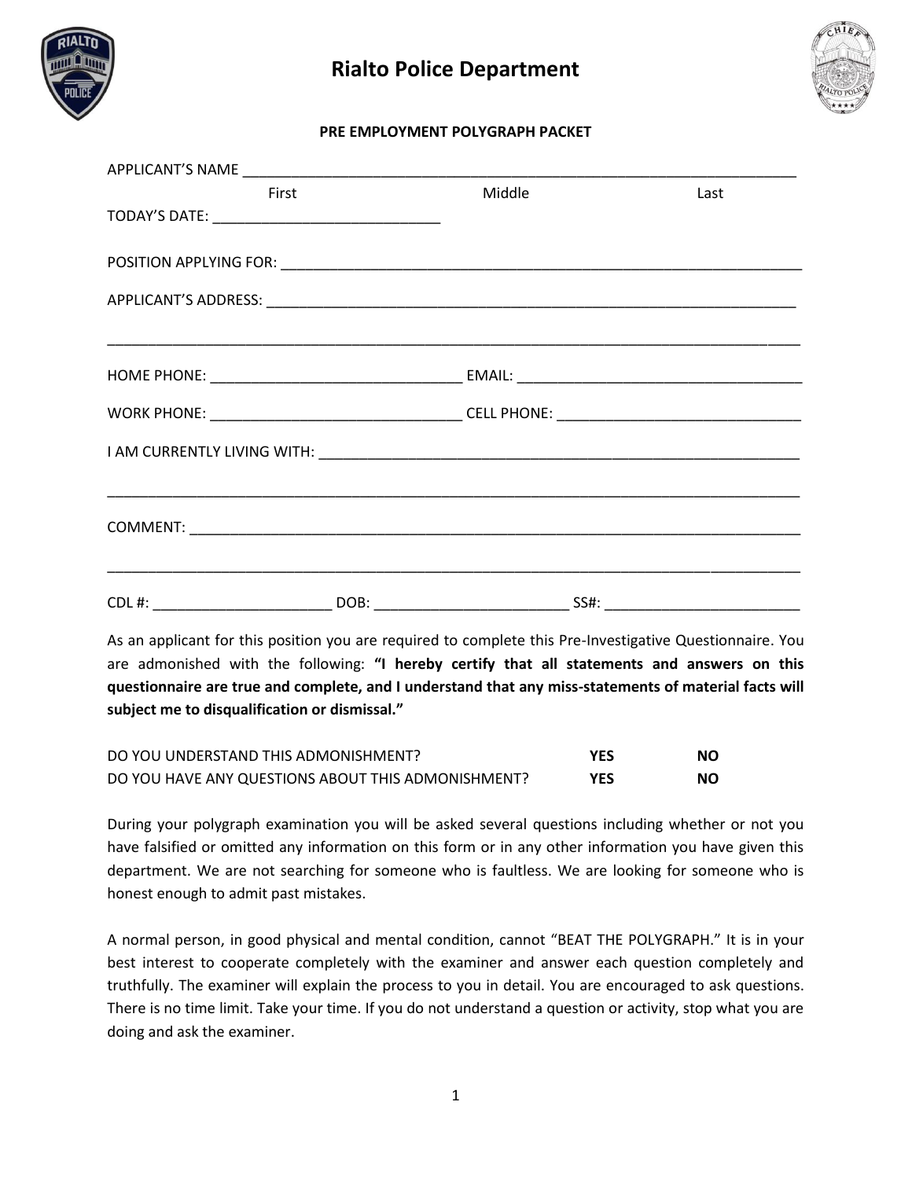# Rialto Police Department

## PRE EMPLOYMENT POLYGRAPH PACKET

APPLICANT'S NAME ______________________________________________________________________

First Middle Last

TODAY'S DATE: ____________________________

POSITION APPLYING FOR: _________________________________________________________________

APPLICANT'S ADDRESS: __________________________________________________________________

______________________________________________________________________________________

HOME PHONE: _______________________________ EMAIL: ___________________________________

WORK PHONE: _______________________________ CELL PHONE: ______________________________

I AM CURRENTLY LIVING WITH: ____________________________________________________________

______________________________________________________________________________________

COMMENT: _____________________________________________________________________________

______________________________________________________________________________________

CDL #: ______________________ DOB: ________________________ SS#: ________________________

As an applicant for this position you are required to complete this Pre-Investigative Questionnaire. You are admonished with the following: **"I hereby certify that all statements and answers on this questionnaire are true and complete, and I understand that any miss-statements of material facts will subject me to disqualification or dismissal."**

| | | |
|---|---|---|
| DO YOU UNDERSTAND THIS ADMONISHMENT? | **YES** | **NO** |
| DO YOU HAVE ANY QUESTIONS ABOUT THIS ADMONISHMENT? | **YES** | **NO** |

During your polygraph examination you will be asked several questions including whether or not you have falsified or omitted any information on this form or in any other information you have given this department. We are not searching for someone who is faultless. We are looking for someone who is honest enough to admit past mistakes.

A normal person, in good physical and mental condition, cannot "BEAT THE POLYGRAPH." It is in your best interest to cooperate completely with the examiner and answer each question completely and truthfully. The examiner will explain the process to you in detail. You are encouraged to ask questions. There is no time limit. Take your time. If you do not understand a question or activity, stop what you are doing and ask the examiner.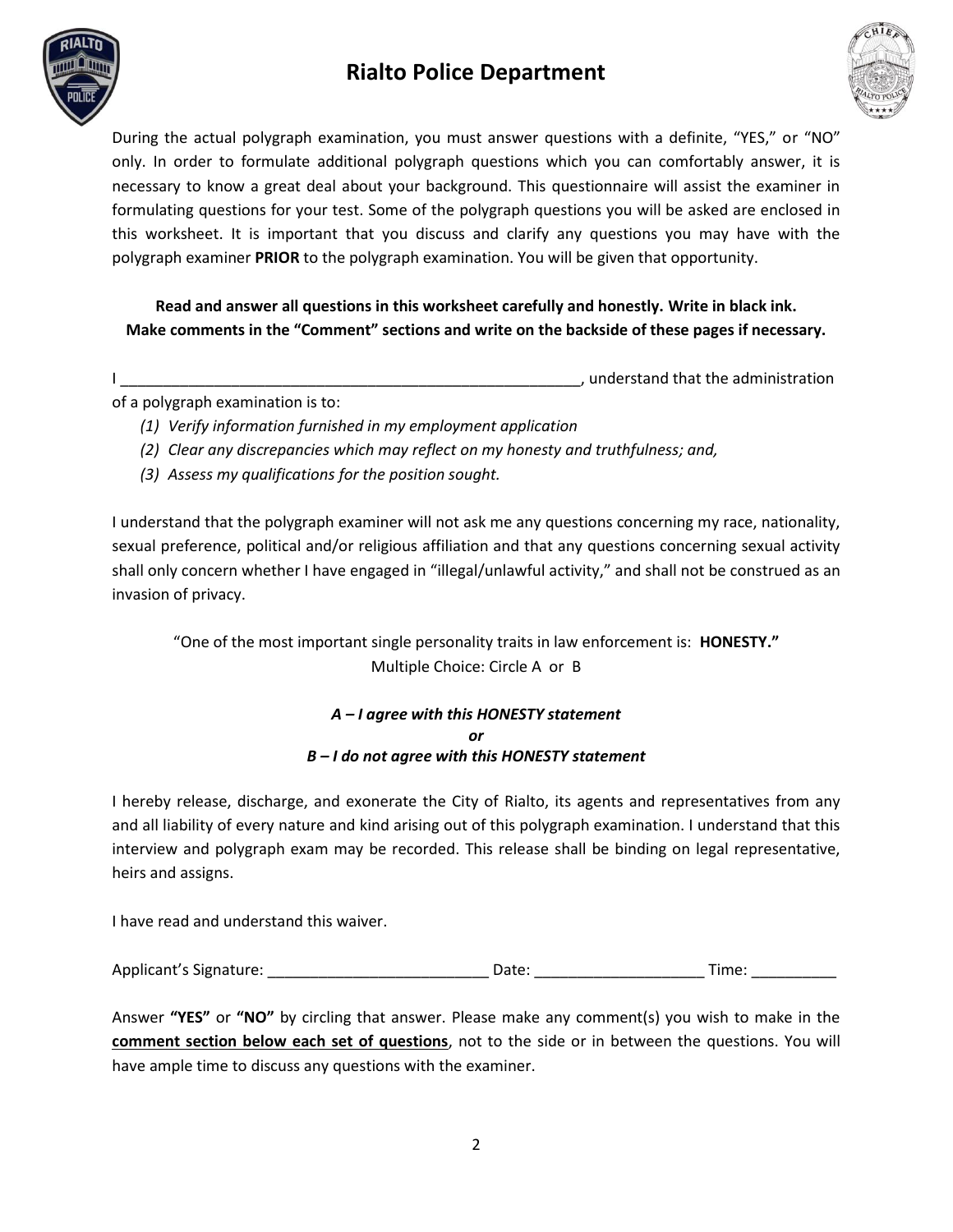# Rialto Police Department

During the actual polygraph examination, you must answer questions with a definite, "YES," or "NO" only. In order to formulate additional polygraph questions which you can comfortably answer, it is necessary to know a great deal about your background. This questionnaire will assist the examiner in formulating questions for your test. Some of the polygraph questions you will be asked are enclosed in this worksheet. It is important that you discuss and clarify any questions you may have with the polygraph examiner **PRIOR** to the polygraph examination. You will be given that opportunity.

**Read and answer all questions in this worksheet carefully and honestly. Write in black ink. Make comments in the "Comment" sections and write on the backside of these pages if necessary.**

I \_\_\_\_\_\_\_\_\_\_\_\_\_\_\_\_\_\_\_\_\_\_\_\_\_\_\_\_\_\_\_\_\_\_\_\_\_\_\_\_\_\_\_\_\_\_\_\_\_\_\_\_\_\_, understand that the administration of a polygraph examination is to:

*(1) Verify information furnished in my employment application*
*(2) Clear any discrepancies which may reflect on my honesty and truthfulness; and,*
*(3) Assess my qualifications for the position sought.*

I understand that the polygraph examiner will not ask me any questions concerning my race, nationality, sexual preference, political and/or religious affiliation and that any questions concerning sexual activity shall only concern whether I have engaged in "illegal/unlawful activity," and shall not be construed as an invasion of privacy.

"One of the most important single personality traits in law enforcement is: **HONESTY."**
Multiple Choice: Circle A or B

***A – I agree with this HONESTY statement***
***or***
***B – I do not agree with this HONESTY statement***

I hereby release, discharge, and exonerate the City of Rialto, its agents and representatives from any and all liability of every nature and kind arising out of this polygraph examination. I understand that this interview and polygraph exam may be recorded. This release shall be binding on legal representative, heirs and assigns.

I have read and understand this waiver.

Applicant's Signature: \_\_\_\_\_\_\_\_\_\_\_\_\_\_\_\_\_\_\_\_\_\_\_\_\_\_ Date: \_\_\_\_\_\_\_\_\_\_\_\_\_\_\_\_\_\_\_\_ Time: \_\_\_\_\_\_\_\_\_\_

Answer **"YES"** or **"NO"** by circling that answer. Please make any comment(s) you wish to make in the **comment section below each set of questions**, not to the side or in between the questions. You will have ample time to discuss any questions with the examiner.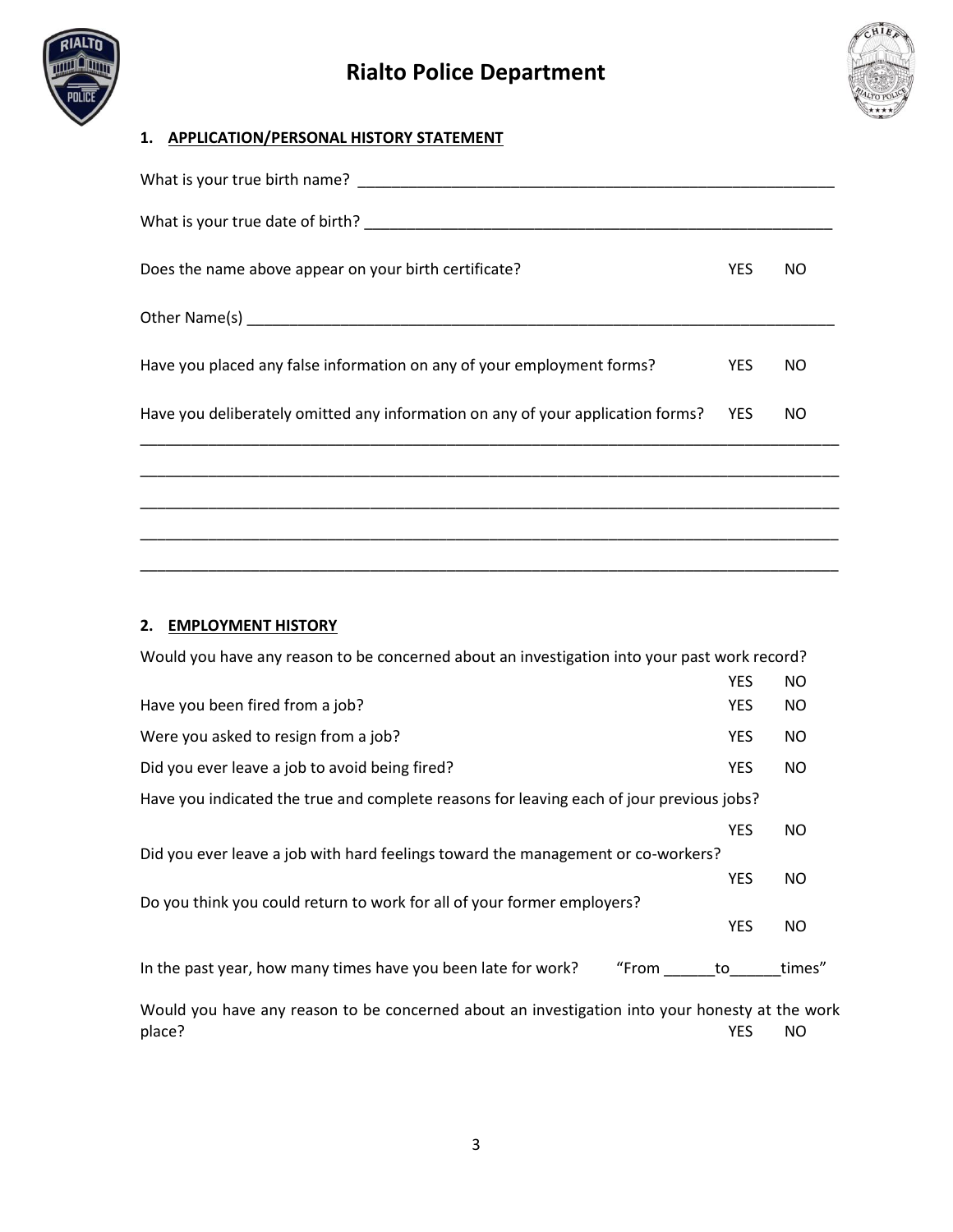# Rialto Police Department

## 1. APPLICATION/PERSONAL HISTORY STATEMENT

What is your true birth name? ___________________________________________________________

What is your true date of birth? __________________________________________________________

Does the name above appear on your birth certificate? YES NO

Other Name(s) _______________________________________________________________________

Have you placed any false information on any of your employment forms? YES NO

Have you deliberately omitted any information on any of your application forms? YES NO

_____________________________________________________________________________________

_____________________________________________________________________________________

_____________________________________________________________________________________

_____________________________________________________________________________________

_____________________________________________________________________________________

## 2. EMPLOYMENT HISTORY

Would you have any reason to be concerned about an investigation into your past work record? YES NO

Have you been fired from a job? YES NO

Were you asked to resign from a job? YES NO

Did you ever leave a job to avoid being fired? YES NO

Have you indicated the true and complete reasons for leaving each of jour previous jobs? YES NO

Did you ever leave a job with hard feelings toward the management or co-workers? YES NO

Do you think you could return to work for all of your former employers? YES NO

In the past year, how many times have you been late for work? "From ______to______times"

Would you have any reason to be concerned about an investigation into your honesty at the work place? YES NO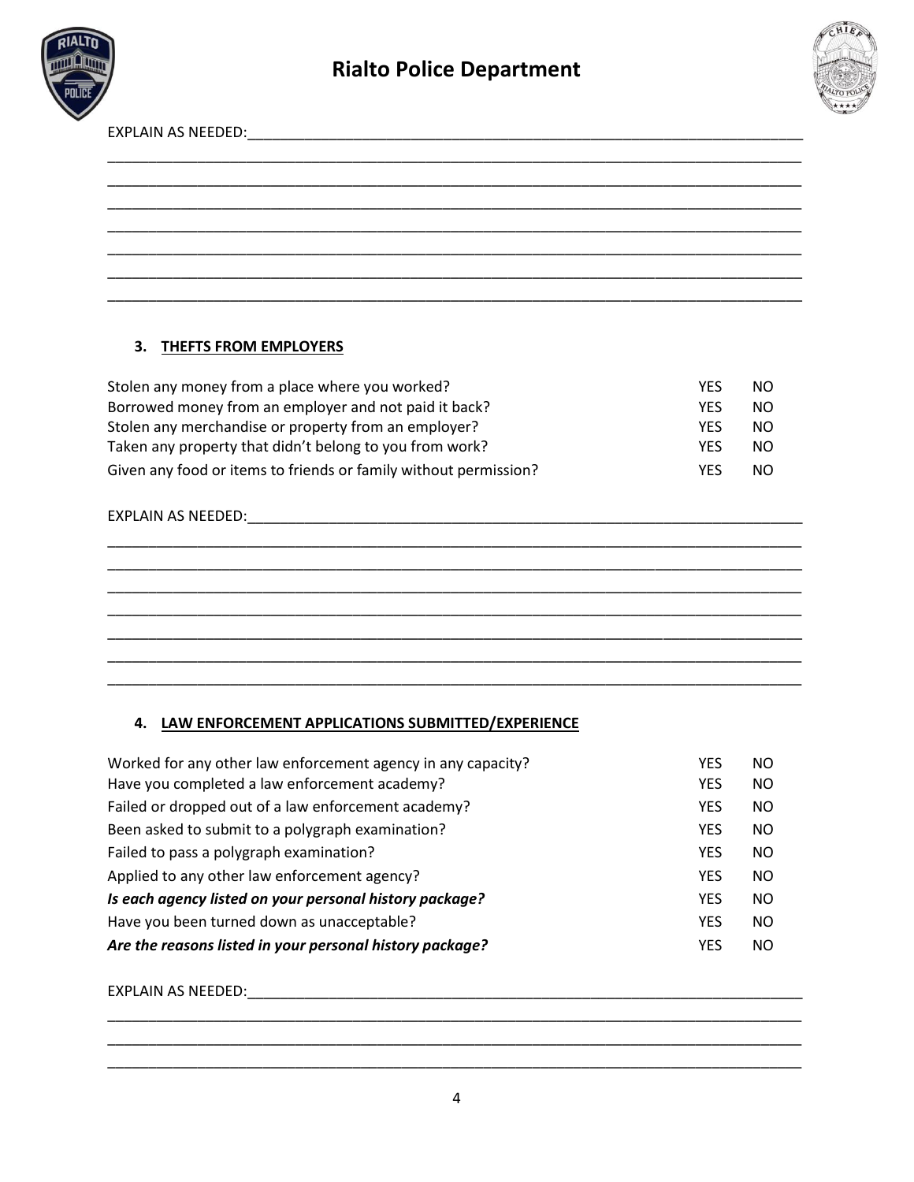EXPLAIN AS NEEDED:____________________________________________________________________
________________________________________________________________________________
________________________________________________________________________________
________________________________________________________________________________
________________________________________________________________________________
________________________________________________________________________________
________________________________________________________________________________
________________________________________________________________________________

### 3. THEFTS FROM EMPLOYERS

| | | |
|---|---|---|
| Stolen any money from a place where you worked? | YES | NO |
| Borrowed money from an employer and not paid it back? | YES | NO |
| Stolen any merchandise or property from an employer? | YES | NO |
| Taken any property that didn't belong to you from work? | YES | NO |
| Given any food or items to friends or family without permission? | YES | NO |

EXPLAIN AS NEEDED:____________________________________________________________________
________________________________________________________________________________
________________________________________________________________________________
________________________________________________________________________________
________________________________________________________________________________
________________________________________________________________________________
________________________________________________________________________________
________________________________________________________________________________

### 4. LAW ENFORCEMENT APPLICATIONS SUBMITTED/EXPERIENCE

| | | |
|---|---|---|
| Worked for any other law enforcement agency in any capacity? | YES | NO |
| Have you completed a law enforcement academy? | YES | NO |
| Failed or dropped out of a law enforcement academy? | YES | NO |
| Been asked to submit to a polygraph examination? | YES | NO |
| Failed to pass a polygraph examination? | YES | NO |
| Applied to any other law enforcement agency? | YES | NO |
| ***Is each agency listed on your personal history package?*** | YES | NO |
| Have you been turned down as unacceptable? | YES | NO |
| ***Are the reasons listed in your personal history package?*** | YES | NO |

EXPLAIN AS NEEDED:____________________________________________________________________
________________________________________________________________________________
________________________________________________________________________________
________________________________________________________________________________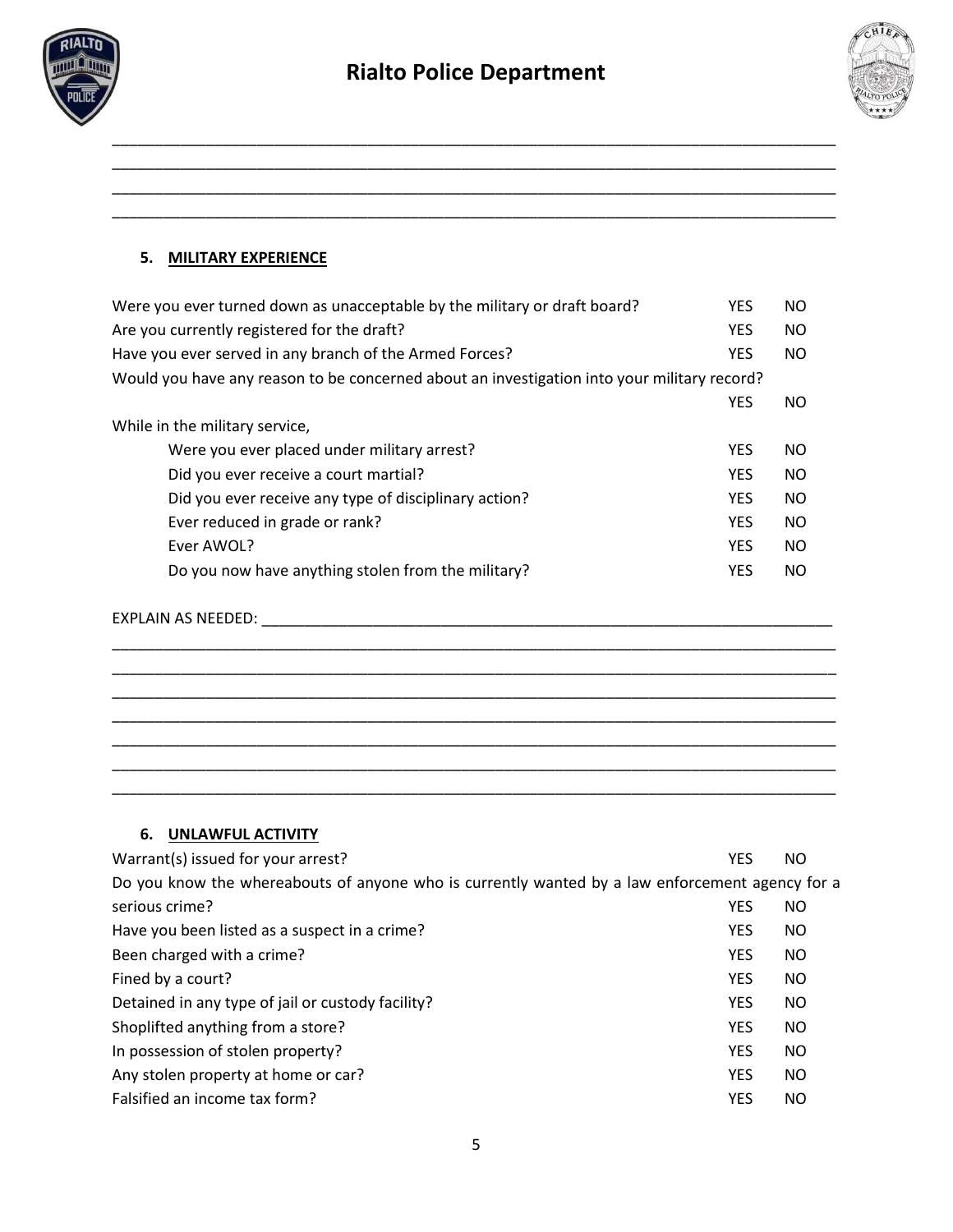## 5. MILITARY EXPERIENCE

| Question | | |
|---|---|---|
| Were you ever turned down as unacceptable by the military or draft board? | YES | NO |
| Are you currently registered for the draft? | YES | NO |
| Have you ever served in any branch of the Armed Forces? | YES | NO |
| Would you have any reason to be concerned about an investigation into your military record? | YES | NO |
| While in the military service, | | |
| Were you ever placed under military arrest? | YES | NO |
| Did you ever receive a court martial? | YES | NO |
| Did you ever receive any type of disciplinary action? | YES | NO |
| Ever reduced in grade or rank? | YES | NO |
| Ever AWOL? | YES | NO |
| Do you now have anything stolen from the military? | YES | NO |

EXPLAIN AS NEEDED: ____________________________________________

## 6. UNLAWFUL ACTIVITY

| Question | | |
|---|---|---|
| Warrant(s) issued for your arrest? | YES | NO |
| Do you know the whereabouts of anyone who is currently wanted by a law enforcement agency for a serious crime? | YES | NO |
| Have you been listed as a suspect in a crime? | YES | NO |
| Been charged with a crime? | YES | NO |
| Fined by a court? | YES | NO |
| Detained in any type of jail or custody facility? | YES | NO |
| Shoplifted anything from a store? | YES | NO |
| In possession of stolen property? | YES | NO |
| Any stolen property at home or car? | YES | NO |
| Falsified an income tax form? | YES | NO |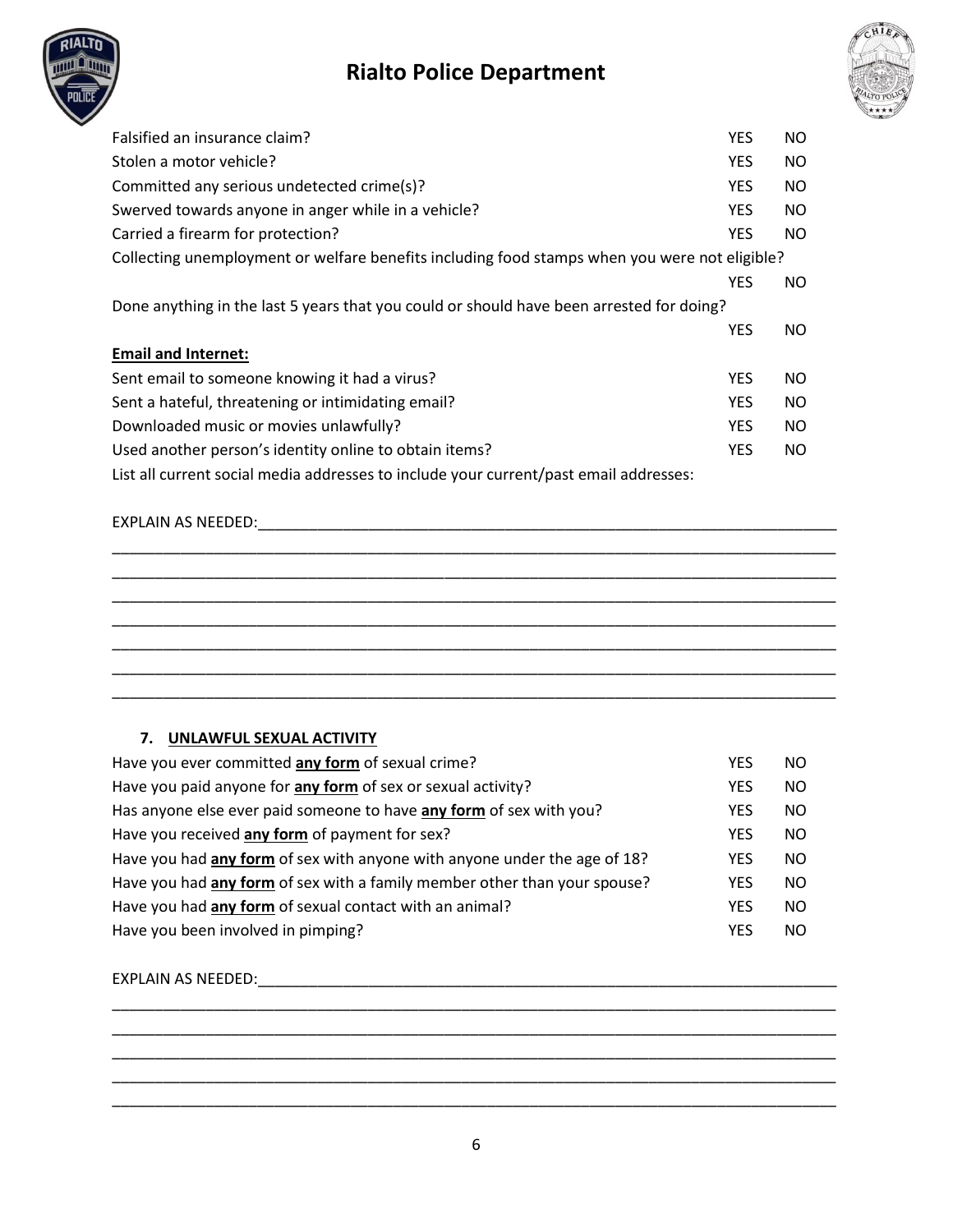| | | |
|---|---|---|
| Falsified an insurance claim? | YES | NO |
| Stolen a motor vehicle? | YES | NO |
| Committed any serious undetected crime(s)? | YES | NO |
| Swerved towards anyone in anger while in a vehicle? | YES | NO |
| Carried a firearm for protection? | YES | NO |
| Collecting unemployment or welfare benefits including food stamps when you were not eligible? | YES | NO |
| Done anything in the last 5 years that you could or should have been arrested for doing? | YES | NO |

**Email and Internet:**

| | | |
|---|---|---|
| Sent email to someone knowing it had a virus? | YES | NO |
| Sent a hateful, threatening or intimidating email? | YES | NO |
| Downloaded music or movies unlawfully? | YES | NO |
| Used another person's identity online to obtain items? | YES | NO |

List all current social media addresses to include your current/past email addresses:

EXPLAIN AS NEEDED:______________________________________________________________________

________________________________________________________________________________________

________________________________________________________________________________________

________________________________________________________________________________________

________________________________________________________________________________________

________________________________________________________________________________________

________________________________________________________________________________________

________________________________________________________________________________________

## 7. UNLAWFUL SEXUAL ACTIVITY

| | | |
|---|---|---|
| Have you ever committed **any form** of sexual crime? | YES | NO |
| Have you paid anyone for **any form** of sex or sexual activity? | YES | NO |
| Has anyone else ever paid someone to have **any form** of sex with you? | YES | NO |
| Have you received **any form** of payment for sex? | YES | NO |
| Have you had **any form** of sex with anyone with anyone under the age of 18? | YES | NO |
| Have you had **any form** of sex with a family member other than your spouse? | YES | NO |
| Have you had **any form** of sexual contact with an animal? | YES | NO |
| Have you been involved in pimping? | YES | NO |

EXPLAIN AS NEEDED:______________________________________________________________________

________________________________________________________________________________________

________________________________________________________________________________________

________________________________________________________________________________________

________________________________________________________________________________________

________________________________________________________________________________________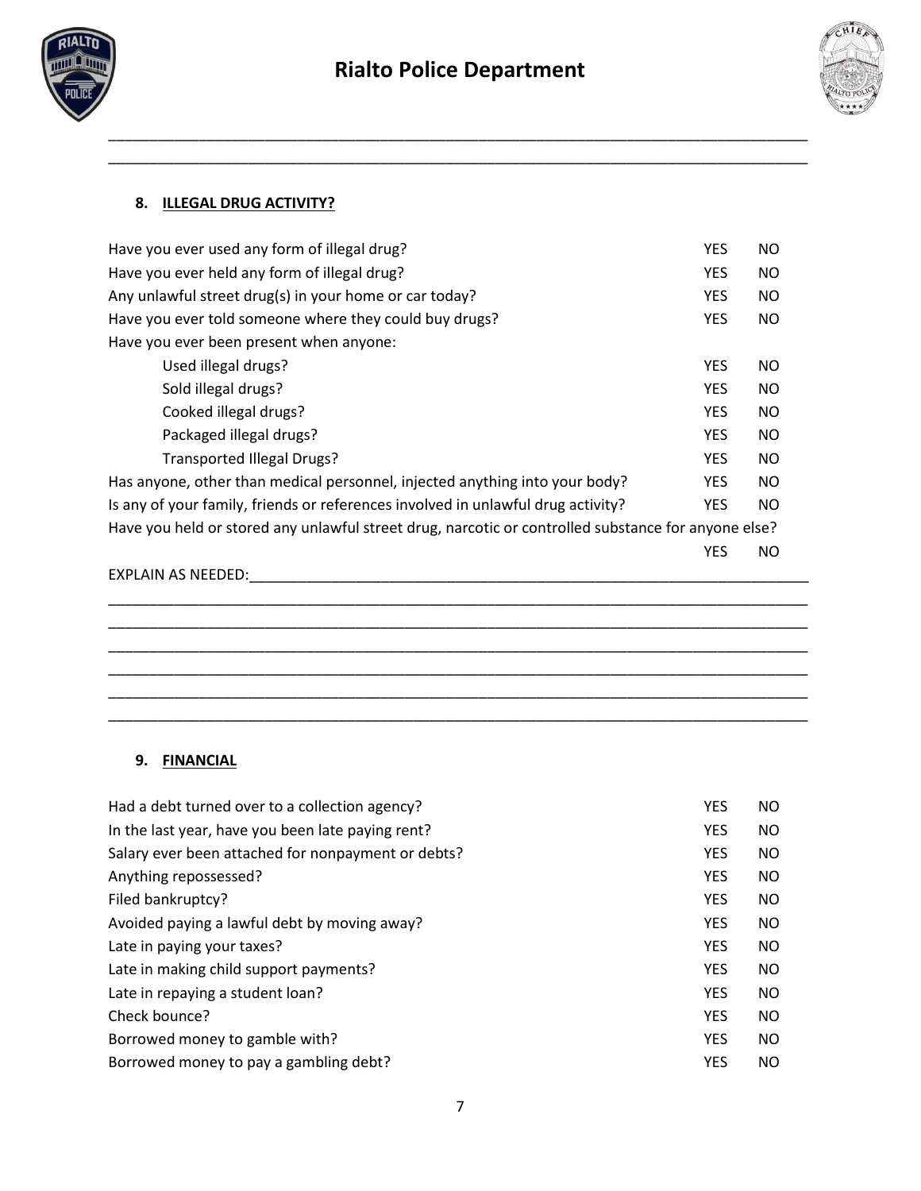## 8. ILLEGAL DRUG ACTIVITY?

| | | |
|---|---|---|
| Have you ever used any form of illegal drug? | YES | NO |
| Have you ever held any form of illegal drug? | YES | NO |
| Any unlawful street drug(s) in your home or car today? | YES | NO |
| Have you ever told someone where they could buy drugs? | YES | NO |
| Have you ever been present when anyone: | | |
| Used illegal drugs? | YES | NO |
| Sold illegal drugs? | YES | NO |
| Cooked illegal drugs? | YES | NO |
| Packaged illegal drugs? | YES | NO |
| Transported Illegal Drugs? | YES | NO |
| Has anyone, other than medical personnel, injected anything into your body? | YES | NO |
| Is any of your family, friends or references involved in unlawful drug activity? | YES | NO |
| Have you held or stored any unlawful street drug, narcotic or controlled substance for anyone else? | YES | NO |

EXPLAIN AS NEEDED:______________________________________________________________________

______________________________________________________________________________________

______________________________________________________________________________________

______________________________________________________________________________________

______________________________________________________________________________________

______________________________________________________________________________________

______________________________________________________________________________________

## 9. FINANCIAL

| | | |
|---|---|---|
| Had a debt turned over to a collection agency? | YES | NO |
| In the last year, have you been late paying rent? | YES | NO |
| Salary ever been attached for nonpayment or debts? | YES | NO |
| Anything repossessed? | YES | NO |
| Filed bankruptcy? | YES | NO |
| Avoided paying a lawful debt by moving away? | YES | NO |
| Late in paying your taxes? | YES | NO |
| Late in making child support payments? | YES | NO |
| Late in repaying a student loan? | YES | NO |
| Check bounce? | YES | NO |
| Borrowed money to gamble with? | YES | NO |
| Borrowed money to pay a gambling debt? | YES | NO |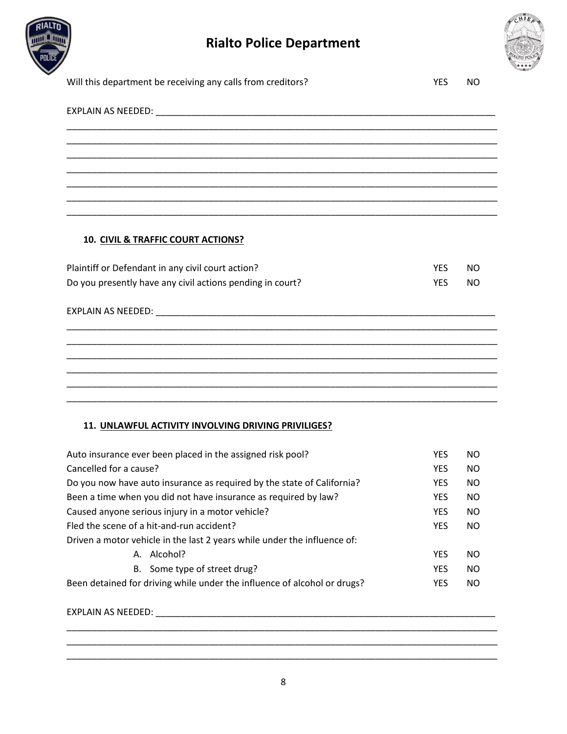Will this department be receiving any calls from creditors? YES NO

EXPLAIN AS NEEDED: ____________________________________________________________________
________________________________________________________________________________
________________________________________________________________________________
________________________________________________________________________________
________________________________________________________________________________
________________________________________________________________________________
________________________________________________________________________________
________________________________________________________________________________

### 10. CIVIL & TRAFFIC COURT ACTIONS?

| | | |
|---|---|---|
| Plaintiff or Defendant in any civil court action? | YES | NO |
| Do you presently have any civil actions pending in court? | YES | NO |

EXPLAIN AS NEEDED: ____________________________________________________________________
________________________________________________________________________________
________________________________________________________________________________
________________________________________________________________________________
________________________________________________________________________________
________________________________________________________________________________
________________________________________________________________________________

### 11. UNLAWFUL ACTIVITY INVOLVING DRIVING PRIVILIGES?

| | | |
|---|---|---|
| Auto insurance ever been placed in the assigned risk pool? | YES | NO |
| Cancelled for a cause? | YES | NO |
| Do you now have auto insurance as required by the state of California? | YES | NO |
| Been a time when you did not have insurance as required by law? | YES | NO |
| Caused anyone serious injury in a motor vehicle? | YES | NO |
| Fled the scene of a hit-and-run accident? | YES | NO |
| Driven a motor vehicle in the last 2 years while under the influence of: | | |
| A. Alcohol? | YES | NO |
| B. Some type of street drug? | YES | NO |
| Been detained for driving while under the influence of alcohol or drugs? | YES | NO |

EXPLAIN AS NEEDED: ____________________________________________________________________
________________________________________________________________________________
________________________________________________________________________________
________________________________________________________________________________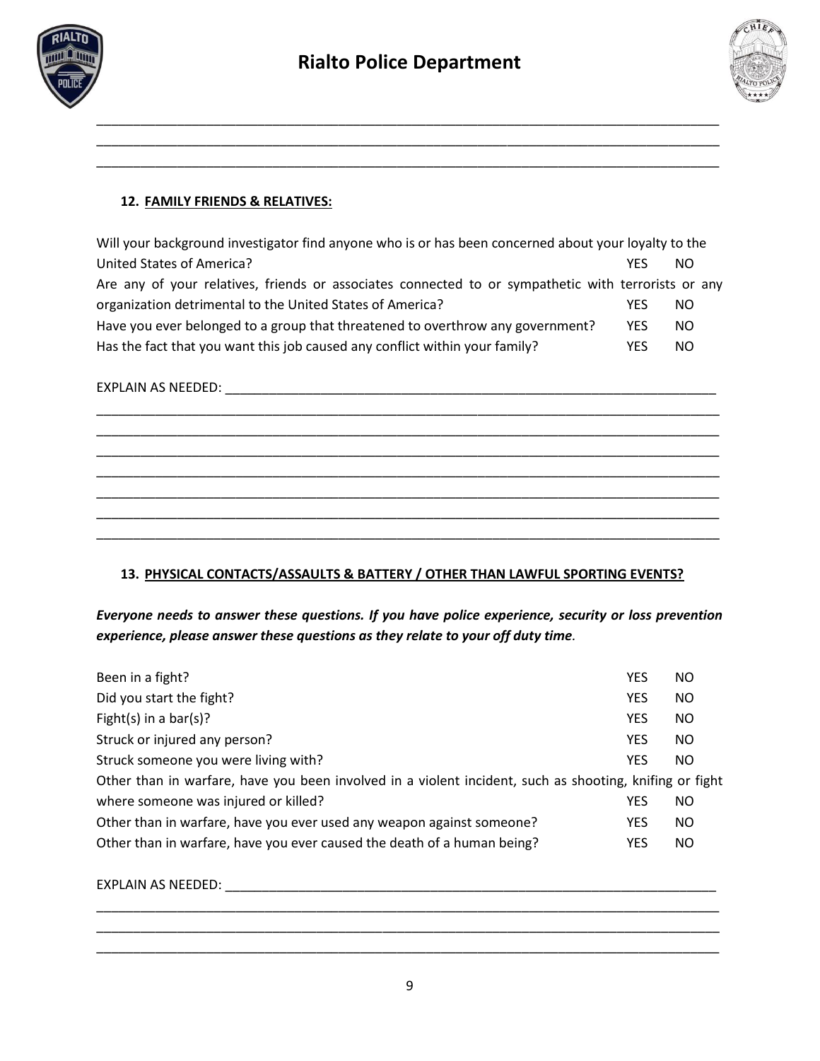# Rialto Police Department

\_\_\_\_\_\_\_\_\_\_\_\_\_\_\_\_\_\_\_\_\_\_\_\_\_\_\_\_\_\_\_\_\_\_\_\_\_\_\_\_\_\_\_\_\_\_\_\_\_\_\_\_\_\_\_\_\_\_\_\_\_\_\_\_\_\_\_\_\_\_\_\_\_\_\_\_\_\_
\_\_\_\_\_\_\_\_\_\_\_\_\_\_\_\_\_\_\_\_\_\_\_\_\_\_\_\_\_\_\_\_\_\_\_\_\_\_\_\_\_\_\_\_\_\_\_\_\_\_\_\_\_\_\_\_\_\_\_\_\_\_\_\_\_\_\_\_\_\_\_\_\_\_\_\_\_\_
\_\_\_\_\_\_\_\_\_\_\_\_\_\_\_\_\_\_\_\_\_\_\_\_\_\_\_\_\_\_\_\_\_\_\_\_\_\_\_\_\_\_\_\_\_\_\_\_\_\_\_\_\_\_\_\_\_\_\_\_\_\_\_\_\_\_\_\_\_\_\_\_\_\_\_\_\_\_

## 12. FAMILY FRIENDS & RELATIVES:

| Question | | |
|---|---|---|
| Will your background investigator find anyone who is or has been concerned about your loyalty to the United States of America? | YES | NO |
| Are any of your relatives, friends or associates connected to or sympathetic with terrorists or any organization detrimental to the United States of America? | YES | NO |
| Have you ever belonged to a group that threatened to overthrow any government? | YES | NO |
| Has the fact that you want this job caused any conflict within your family? | YES | NO |

EXPLAIN AS NEEDED: \_\_\_\_\_\_\_\_\_\_\_\_\_\_\_\_\_\_\_\_\_\_\_\_\_\_\_\_\_\_\_\_\_\_\_\_\_\_\_\_\_\_\_\_\_\_\_\_\_\_\_\_\_\_\_\_\_\_\_\_
\_\_\_\_\_\_\_\_\_\_\_\_\_\_\_\_\_\_\_\_\_\_\_\_\_\_\_\_\_\_\_\_\_\_\_\_\_\_\_\_\_\_\_\_\_\_\_\_\_\_\_\_\_\_\_\_\_\_\_\_\_\_\_\_\_\_\_\_\_\_\_\_\_\_\_\_\_\_
\_\_\_\_\_\_\_\_\_\_\_\_\_\_\_\_\_\_\_\_\_\_\_\_\_\_\_\_\_\_\_\_\_\_\_\_\_\_\_\_\_\_\_\_\_\_\_\_\_\_\_\_\_\_\_\_\_\_\_\_\_\_\_\_\_\_\_\_\_\_\_\_\_\_\_\_\_\_
\_\_\_\_\_\_\_\_\_\_\_\_\_\_\_\_\_\_\_\_\_\_\_\_\_\_\_\_\_\_\_\_\_\_\_\_\_\_\_\_\_\_\_\_\_\_\_\_\_\_\_\_\_\_\_\_\_\_\_\_\_\_\_\_\_\_\_\_\_\_\_\_\_\_\_\_\_\_
\_\_\_\_\_\_\_\_\_\_\_\_\_\_\_\_\_\_\_\_\_\_\_\_\_\_\_\_\_\_\_\_\_\_\_\_\_\_\_\_\_\_\_\_\_\_\_\_\_\_\_\_\_\_\_\_\_\_\_\_\_\_\_\_\_\_\_\_\_\_\_\_\_\_\_\_\_\_
\_\_\_\_\_\_\_\_\_\_\_\_\_\_\_\_\_\_\_\_\_\_\_\_\_\_\_\_\_\_\_\_\_\_\_\_\_\_\_\_\_\_\_\_\_\_\_\_\_\_\_\_\_\_\_\_\_\_\_\_\_\_\_\_\_\_\_\_\_\_\_\_\_\_\_\_\_\_
\_\_\_\_\_\_\_\_\_\_\_\_\_\_\_\_\_\_\_\_\_\_\_\_\_\_\_\_\_\_\_\_\_\_\_\_\_\_\_\_\_\_\_\_\_\_\_\_\_\_\_\_\_\_\_\_\_\_\_\_\_\_\_\_\_\_\_\_\_\_\_\_\_\_\_\_\_\_
\_\_\_\_\_\_\_\_\_\_\_\_\_\_\_\_\_\_\_\_\_\_\_\_\_\_\_\_\_\_\_\_\_\_\_\_\_\_\_\_\_\_\_\_\_\_\_\_\_\_\_\_\_\_\_\_\_\_\_\_\_\_\_\_\_\_\_\_\_\_\_\_\_\_\_\_\_\_

## 13. PHYSICAL CONTACTS/ASSAULTS & BATTERY / OTHER THAN LAWFUL SPORTING EVENTS?

***Everyone needs to answer these questions. If you have police experience, security or loss prevention experience, please answer these questions as they relate to your off duty time.***

| Question | | |
|---|---|---|
| Been in a fight? | YES | NO |
| Did you start the fight? | YES | NO |
| Fight(s) in a bar(s)? | YES | NO |
| Struck or injured any person? | YES | NO |
| Struck someone you were living with? | YES | NO |
| Other than in warfare, have you been involved in a violent incident, such as shooting, knifing or fight where someone was injured or killed? | YES | NO |
| Other than in warfare, have you ever used any weapon against someone? | YES | NO |
| Other than in warfare, have you ever caused the death of a human being? | YES | NO |

EXPLAIN AS NEEDED: \_\_\_\_\_\_\_\_\_\_\_\_\_\_\_\_\_\_\_\_\_\_\_\_\_\_\_\_\_\_\_\_\_\_\_\_\_\_\_\_\_\_\_\_\_\_\_\_\_\_\_\_\_\_\_\_\_\_\_\_
\_\_\_\_\_\_\_\_\_\_\_\_\_\_\_\_\_\_\_\_\_\_\_\_\_\_\_\_\_\_\_\_\_\_\_\_\_\_\_\_\_\_\_\_\_\_\_\_\_\_\_\_\_\_\_\_\_\_\_\_\_\_\_\_\_\_\_\_\_\_\_\_\_\_\_\_\_\_
\_\_\_\_\_\_\_\_\_\_\_\_\_\_\_\_\_\_\_\_\_\_\_\_\_\_\_\_\_\_\_\_\_\_\_\_\_\_\_\_\_\_\_\_\_\_\_\_\_\_\_\_\_\_\_\_\_\_\_\_\_\_\_\_\_\_\_\_\_\_\_\_\_\_\_\_\_\_
\_\_\_\_\_\_\_\_\_\_\_\_\_\_\_\_\_\_\_\_\_\_\_\_\_\_\_\_\_\_\_\_\_\_\_\_\_\_\_\_\_\_\_\_\_\_\_\_\_\_\_\_\_\_\_\_\_\_\_\_\_\_\_\_\_\_\_\_\_\_\_\_\_\_\_\_\_\_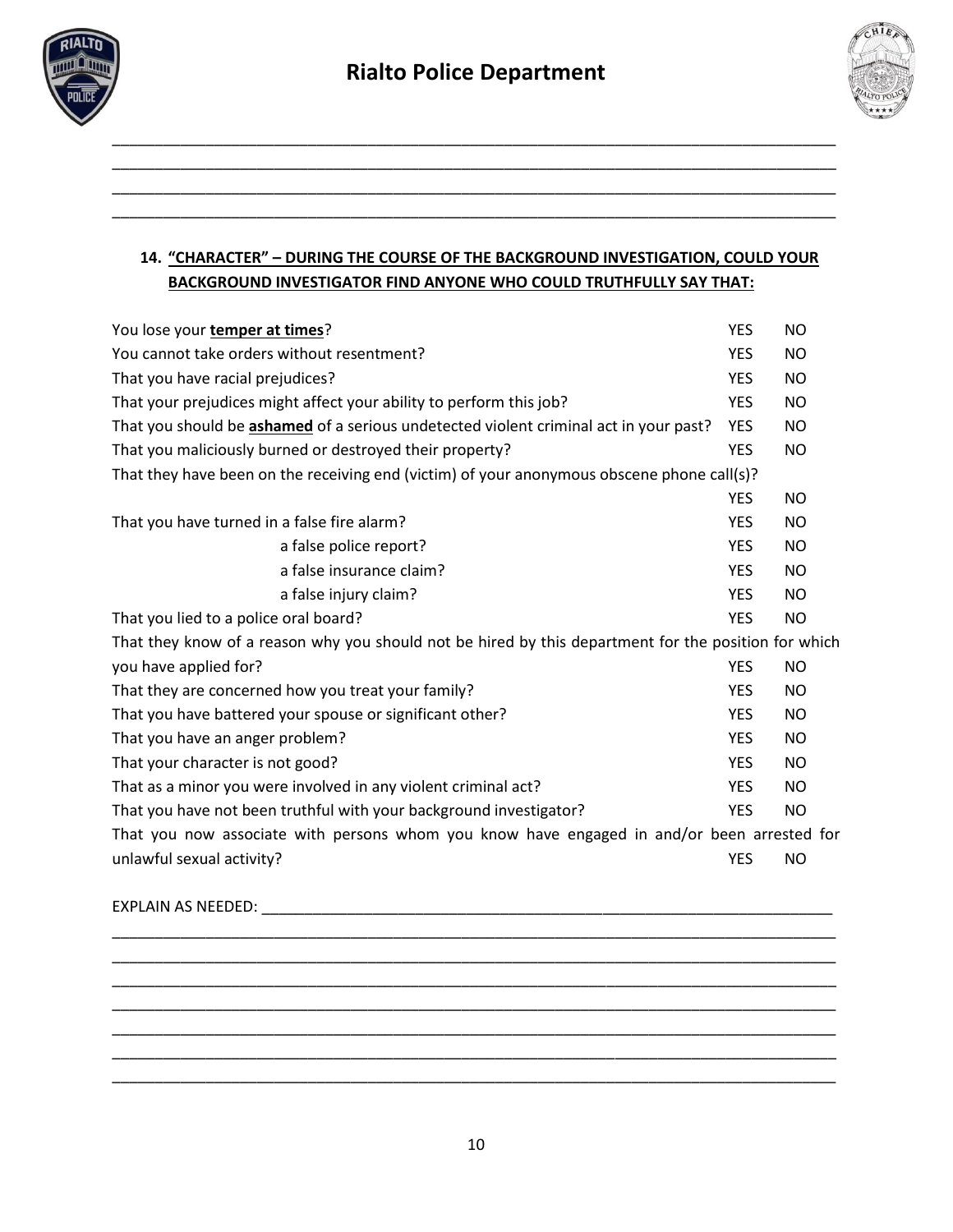______________________________________________________________________________________

______________________________________________________________________________________

______________________________________________________________________________________

______________________________________________________________________________________

**14. <u>"CHARACTER" – DURING THE COURSE OF THE BACKGROUND INVESTIGATION, COULD YOUR BACKGROUND INVESTIGATOR FIND ANYONE WHO COULD TRUTHFULLY SAY THAT:</u>**

| | | |
|---|---|---|
| You lose your **<u>temper at times</u>**? | YES | NO |
| You cannot take orders without resentment? | YES | NO |
| That you have racial prejudices? | YES | NO |
| That your prejudices might affect your ability to perform this job? | YES | NO |
| That you should be **<u>ashamed</u>** of a serious undetected violent criminal act in your past? | YES | NO |
| That you maliciously burned or destroyed their property? | YES | NO |
| That they have been on the receiving end (victim) of your anonymous obscene phone call(s)? | YES | NO |
| That you have turned in a false fire alarm? | YES | NO |
| a false police report? | YES | NO |
| a false insurance claim? | YES | NO |
| a false injury claim? | YES | NO |
| That you lied to a police oral board? | YES | NO |
| That they know of a reason why you should not be hired by this department for the position for which you have applied for? | YES | NO |
| That they are concerned how you treat your family? | YES | NO |
| That you have battered your spouse or significant other? | YES | NO |
| That you have an anger problem? | YES | NO |
| That your character is not good? | YES | NO |
| That as a minor you were involved in any violent criminal act? | YES | NO |
| That you have not been truthful with your background investigator? | YES | NO |
| That you now associate with persons whom you know have engaged in and/or been arrested for unlawful sexual activity? | YES | NO |

EXPLAIN AS NEEDED: ______________________________________________________________________

______________________________________________________________________________________

______________________________________________________________________________________

______________________________________________________________________________________

______________________________________________________________________________________

______________________________________________________________________________________

______________________________________________________________________________________

______________________________________________________________________________________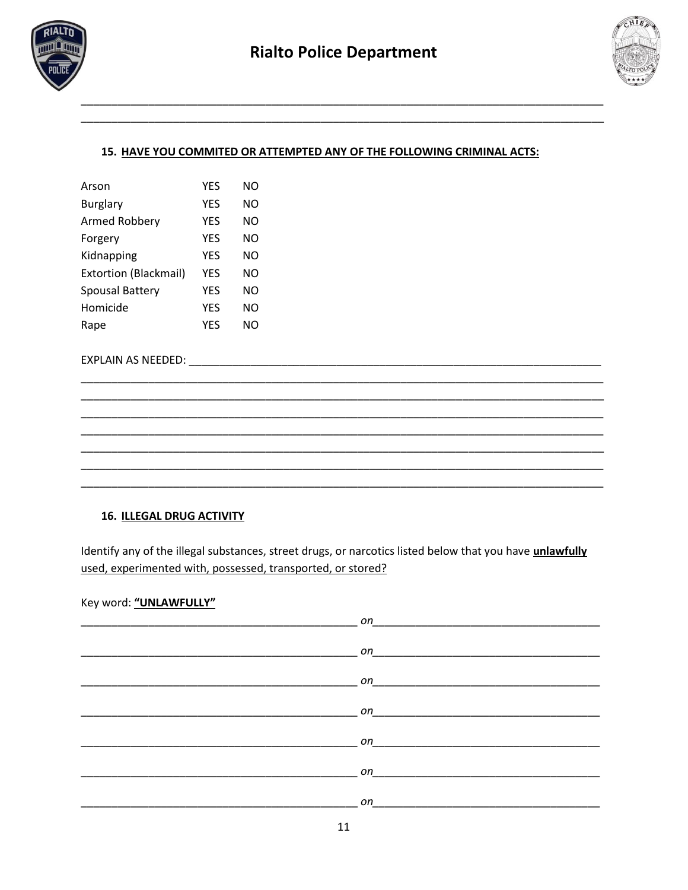\_\_\_\_\_\_\_\_\_\_\_\_\_\_\_\_\_\_\_\_\_\_\_\_\_\_\_\_\_\_\_\_\_\_\_\_\_\_\_\_\_\_\_\_\_\_\_\_\_\_\_\_\_\_\_\_\_\_\_\_\_\_\_\_\_\_\_\_\_\_\_\_\_\_\_\_

\_\_\_\_\_\_\_\_\_\_\_\_\_\_\_\_\_\_\_\_\_\_\_\_\_\_\_\_\_\_\_\_\_\_\_\_\_\_\_\_\_\_\_\_\_\_\_\_\_\_\_\_\_\_\_\_\_\_\_\_\_\_\_\_\_\_\_\_\_\_\_\_\_\_\_\_

### 15. <u>HAVE YOU COMMITED OR ATTEMPTED ANY OF THE FOLLOWING CRIMINAL ACTS:</u>

| | | |
|---|---|---|
| Arson | YES | NO |
| Burglary | YES | NO |
| Armed Robbery | YES | NO |
| Forgery | YES | NO |
| Kidnapping | YES | NO |
| Extortion (Blackmail) | YES | NO |
| Spousal Battery | YES | NO |
| Homicide | YES | NO |
| Rape | YES | NO |

EXPLAIN AS NEEDED: \_\_\_\_\_\_\_\_\_\_\_\_\_\_\_\_\_\_\_\_\_\_\_\_\_\_\_\_\_\_\_\_\_\_\_\_\_\_\_\_\_\_\_\_\_\_\_\_\_\_\_\_\_\_\_\_\_\_

\_\_\_\_\_\_\_\_\_\_\_\_\_\_\_\_\_\_\_\_\_\_\_\_\_\_\_\_\_\_\_\_\_\_\_\_\_\_\_\_\_\_\_\_\_\_\_\_\_\_\_\_\_\_\_\_\_\_\_\_\_\_\_\_\_\_\_\_\_\_\_\_\_\_\_\_

\_\_\_\_\_\_\_\_\_\_\_\_\_\_\_\_\_\_\_\_\_\_\_\_\_\_\_\_\_\_\_\_\_\_\_\_\_\_\_\_\_\_\_\_\_\_\_\_\_\_\_\_\_\_\_\_\_\_\_\_\_\_\_\_\_\_\_\_\_\_\_\_\_\_\_\_

\_\_\_\_\_\_\_\_\_\_\_\_\_\_\_\_\_\_\_\_\_\_\_\_\_\_\_\_\_\_\_\_\_\_\_\_\_\_\_\_\_\_\_\_\_\_\_\_\_\_\_\_\_\_\_\_\_\_\_\_\_\_\_\_\_\_\_\_\_\_\_\_\_\_\_\_

\_\_\_\_\_\_\_\_\_\_\_\_\_\_\_\_\_\_\_\_\_\_\_\_\_\_\_\_\_\_\_\_\_\_\_\_\_\_\_\_\_\_\_\_\_\_\_\_\_\_\_\_\_\_\_\_\_\_\_\_\_\_\_\_\_\_\_\_\_\_\_\_\_\_\_\_

\_\_\_\_\_\_\_\_\_\_\_\_\_\_\_\_\_\_\_\_\_\_\_\_\_\_\_\_\_\_\_\_\_\_\_\_\_\_\_\_\_\_\_\_\_\_\_\_\_\_\_\_\_\_\_\_\_\_\_\_\_\_\_\_\_\_\_\_\_\_\_\_\_\_\_\_

\_\_\_\_\_\_\_\_\_\_\_\_\_\_\_\_\_\_\_\_\_\_\_\_\_\_\_\_\_\_\_\_\_\_\_\_\_\_\_\_\_\_\_\_\_\_\_\_\_\_\_\_\_\_\_\_\_\_\_\_\_\_\_\_\_\_\_\_\_\_\_\_\_\_\_\_

\_\_\_\_\_\_\_\_\_\_\_\_\_\_\_\_\_\_\_\_\_\_\_\_\_\_\_\_\_\_\_\_\_\_\_\_\_\_\_\_\_\_\_\_\_\_\_\_\_\_\_\_\_\_\_\_\_\_\_\_\_\_\_\_\_\_\_\_\_\_\_\_\_\_\_\_

### 16. <u>ILLEGAL DRUG ACTIVITY</u>

Identify any of the illegal substances, street drugs, or narcotics listed below that you have **<u>unlawfully</u>** <u>used, experimented with, possessed, transported, or stored?</u>

Key word: **<u>"UNLAWFULLY"</u>**

\_\_\_\_\_\_\_\_\_\_\_\_\_\_\_\_\_\_\_\_\_\_\_\_\_\_\_\_\_\_\_\_\_\_\_\_\_\_\_\_ *on*\_\_\_\_\_\_\_\_\_\_\_\_\_\_\_\_\_\_\_\_\_\_\_\_\_\_\_\_\_\_\_\_\_\_

\_\_\_\_\_\_\_\_\_\_\_\_\_\_\_\_\_\_\_\_\_\_\_\_\_\_\_\_\_\_\_\_\_\_\_\_\_\_\_\_ *on*\_\_\_\_\_\_\_\_\_\_\_\_\_\_\_\_\_\_\_\_\_\_\_\_\_\_\_\_\_\_\_\_\_\_

\_\_\_\_\_\_\_\_\_\_\_\_\_\_\_\_\_\_\_\_\_\_\_\_\_\_\_\_\_\_\_\_\_\_\_\_\_\_\_\_ *on*\_\_\_\_\_\_\_\_\_\_\_\_\_\_\_\_\_\_\_\_\_\_\_\_\_\_\_\_\_\_\_\_\_\_

\_\_\_\_\_\_\_\_\_\_\_\_\_\_\_\_\_\_\_\_\_\_\_\_\_\_\_\_\_\_\_\_\_\_\_\_\_\_\_\_ *on*\_\_\_\_\_\_\_\_\_\_\_\_\_\_\_\_\_\_\_\_\_\_\_\_\_\_\_\_\_\_\_\_\_\_

\_\_\_\_\_\_\_\_\_\_\_\_\_\_\_\_\_\_\_\_\_\_\_\_\_\_\_\_\_\_\_\_\_\_\_\_\_\_\_\_ *on*\_\_\_\_\_\_\_\_\_\_\_\_\_\_\_\_\_\_\_\_\_\_\_\_\_\_\_\_\_\_\_\_\_\_

\_\_\_\_\_\_\_\_\_\_\_\_\_\_\_\_\_\_\_\_\_\_\_\_\_\_\_\_\_\_\_\_\_\_\_\_\_\_\_\_ *on*\_\_\_\_\_\_\_\_\_\_\_\_\_\_\_\_\_\_\_\_\_\_\_\_\_\_\_\_\_\_\_\_\_\_

\_\_\_\_\_\_\_\_\_\_\_\_\_\_\_\_\_\_\_\_\_\_\_\_\_\_\_\_\_\_\_\_\_\_\_\_\_\_\_\_ *on*\_\_\_\_\_\_\_\_\_\_\_\_\_\_\_\_\_\_\_\_\_\_\_\_\_\_\_\_\_\_\_\_\_\_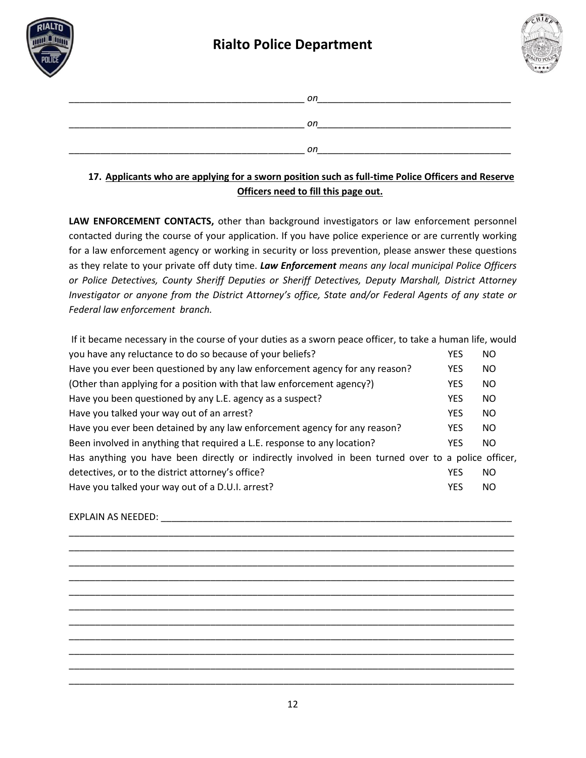\_\_\_\_\_\_\_\_\_\_\_\_\_\_\_\_\_\_\_\_\_\_\_\_\_\_\_\_\_\_\_\_\_\_\_\_\_\_\_\_\_\_\_\_ *on*\_\_\_\_\_\_\_\_\_\_\_\_\_\_\_\_\_\_\_\_\_\_\_\_\_\_\_\_\_\_\_\_\_\_\_\_

\_\_\_\_\_\_\_\_\_\_\_\_\_\_\_\_\_\_\_\_\_\_\_\_\_\_\_\_\_\_\_\_\_\_\_\_\_\_\_\_\_\_\_\_ *on*\_\_\_\_\_\_\_\_\_\_\_\_\_\_\_\_\_\_\_\_\_\_\_\_\_\_\_\_\_\_\_\_\_\_\_\_

\_\_\_\_\_\_\_\_\_\_\_\_\_\_\_\_\_\_\_\_\_\_\_\_\_\_\_\_\_\_\_\_\_\_\_\_\_\_\_\_\_\_\_\_ *on*\_\_\_\_\_\_\_\_\_\_\_\_\_\_\_\_\_\_\_\_\_\_\_\_\_\_\_\_\_\_\_\_\_\_\_\_

**17. Applicants who are applying for a sworn position such as full-time Police Officers and Reserve Officers need to fill this page out.**

**LAW ENFORCEMENT CONTACTS,** other than background investigators or law enforcement personnel contacted during the course of your application. If you have police experience or are currently working for a law enforcement agency or working in security or loss prevention, please answer these questions as they relate to your private off duty time. ***Law Enforcement*** *means any local municipal Police Officers or Police Detectives, County Sheriff Deputies or Sheriff Detectives, Deputy Marshall, District Attorney Investigator or anyone from the District Attorney's office, State and/or Federal Agents of any state or Federal law enforcement branch.*

| Question | | |
|---|---|---|
| If it became necessary in the course of your duties as a sworn peace officer, to take a human life, would you have any reluctance to do so because of your beliefs? | YES | NO |
| Have you ever been questioned by any law enforcement agency for any reason? | YES | NO |
| (Other than applying for a position with that law enforcement agency?) | YES | NO |
| Have you been questioned by any L.E. agency as a suspect? | YES | NO |
| Have you talked your way out of an arrest? | YES | NO |
| Have you ever been detained by any law enforcement agency for any reason? | YES | NO |
| Been involved in anything that required a L.E. response to any location? | YES | NO |
| Has anything you have been directly or indirectly involved in been turned over to a police officer, detectives, or to the district attorney's office? | YES | NO |
| Have you talked your way out of a D.U.I. arrest? | YES | NO |

EXPLAIN AS NEEDED: \_\_\_\_\_\_\_\_\_\_\_\_\_\_\_\_\_\_\_\_\_\_\_\_\_\_\_\_\_\_\_\_\_\_\_\_\_\_\_\_\_\_\_\_\_\_\_\_\_\_\_\_\_\_\_\_\_\_\_\_\_\_\_\_\_\_

\_\_\_\_\_\_\_\_\_\_\_\_\_\_\_\_\_\_\_\_\_\_\_\_\_\_\_\_\_\_\_\_\_\_\_\_\_\_\_\_\_\_\_\_\_\_\_\_\_\_\_\_\_\_\_\_\_\_\_\_\_\_\_\_\_\_\_\_\_\_\_\_\_\_\_\_\_\_\_\_\_\_\_\_\_

\_\_\_\_\_\_\_\_\_\_\_\_\_\_\_\_\_\_\_\_\_\_\_\_\_\_\_\_\_\_\_\_\_\_\_\_\_\_\_\_\_\_\_\_\_\_\_\_\_\_\_\_\_\_\_\_\_\_\_\_\_\_\_\_\_\_\_\_\_\_\_\_\_\_\_\_\_\_\_\_\_\_\_\_\_

\_\_\_\_\_\_\_\_\_\_\_\_\_\_\_\_\_\_\_\_\_\_\_\_\_\_\_\_\_\_\_\_\_\_\_\_\_\_\_\_\_\_\_\_\_\_\_\_\_\_\_\_\_\_\_\_\_\_\_\_\_\_\_\_\_\_\_\_\_\_\_\_\_\_\_\_\_\_\_\_\_\_\_\_\_

\_\_\_\_\_\_\_\_\_\_\_\_\_\_\_\_\_\_\_\_\_\_\_\_\_\_\_\_\_\_\_\_\_\_\_\_\_\_\_\_\_\_\_\_\_\_\_\_\_\_\_\_\_\_\_\_\_\_\_\_\_\_\_\_\_\_\_\_\_\_\_\_\_\_\_\_\_\_\_\_\_\_\_\_\_

\_\_\_\_\_\_\_\_\_\_\_\_\_\_\_\_\_\_\_\_\_\_\_\_\_\_\_\_\_\_\_\_\_\_\_\_\_\_\_\_\_\_\_\_\_\_\_\_\_\_\_\_\_\_\_\_\_\_\_\_\_\_\_\_\_\_\_\_\_\_\_\_\_\_\_\_\_\_\_\_\_\_\_\_\_

\_\_\_\_\_\_\_\_\_\_\_\_\_\_\_\_\_\_\_\_\_\_\_\_\_\_\_\_\_\_\_\_\_\_\_\_\_\_\_\_\_\_\_\_\_\_\_\_\_\_\_\_\_\_\_\_\_\_\_\_\_\_\_\_\_\_\_\_\_\_\_\_\_\_\_\_\_\_\_\_\_\_\_\_\_

\_\_\_\_\_\_\_\_\_\_\_\_\_\_\_\_\_\_\_\_\_\_\_\_\_\_\_\_\_\_\_\_\_\_\_\_\_\_\_\_\_\_\_\_\_\_\_\_\_\_\_\_\_\_\_\_\_\_\_\_\_\_\_\_\_\_\_\_\_\_\_\_\_\_\_\_\_\_\_\_\_\_\_\_\_

\_\_\_\_\_\_\_\_\_\_\_\_\_\_\_\_\_\_\_\_\_\_\_\_\_\_\_\_\_\_\_\_\_\_\_\_\_\_\_\_\_\_\_\_\_\_\_\_\_\_\_\_\_\_\_\_\_\_\_\_\_\_\_\_\_\_\_\_\_\_\_\_\_\_\_\_\_\_\_\_\_\_\_\_\_

\_\_\_\_\_\_\_\_\_\_\_\_\_\_\_\_\_\_\_\_\_\_\_\_\_\_\_\_\_\_\_\_\_\_\_\_\_\_\_\_\_\_\_\_\_\_\_\_\_\_\_\_\_\_\_\_\_\_\_\_\_\_\_\_\_\_\_\_\_\_\_\_\_\_\_\_\_\_\_\_\_\_\_\_\_

\_\_\_\_\_\_\_\_\_\_\_\_\_\_\_\_\_\_\_\_\_\_\_\_\_\_\_\_\_\_\_\_\_\_\_\_\_\_\_\_\_\_\_\_\_\_\_\_\_\_\_\_\_\_\_\_\_\_\_\_\_\_\_\_\_\_\_\_\_\_\_\_\_\_\_\_\_\_\_\_\_\_\_\_\_

\_\_\_\_\_\_\_\_\_\_\_\_\_\_\_\_\_\_\_\_\_\_\_\_\_\_\_\_\_\_\_\_\_\_\_\_\_\_\_\_\_\_\_\_\_\_\_\_\_\_\_\_\_\_\_\_\_\_\_\_\_\_\_\_\_\_\_\_\_\_\_\_\_\_\_\_\_\_\_\_\_\_\_\_\_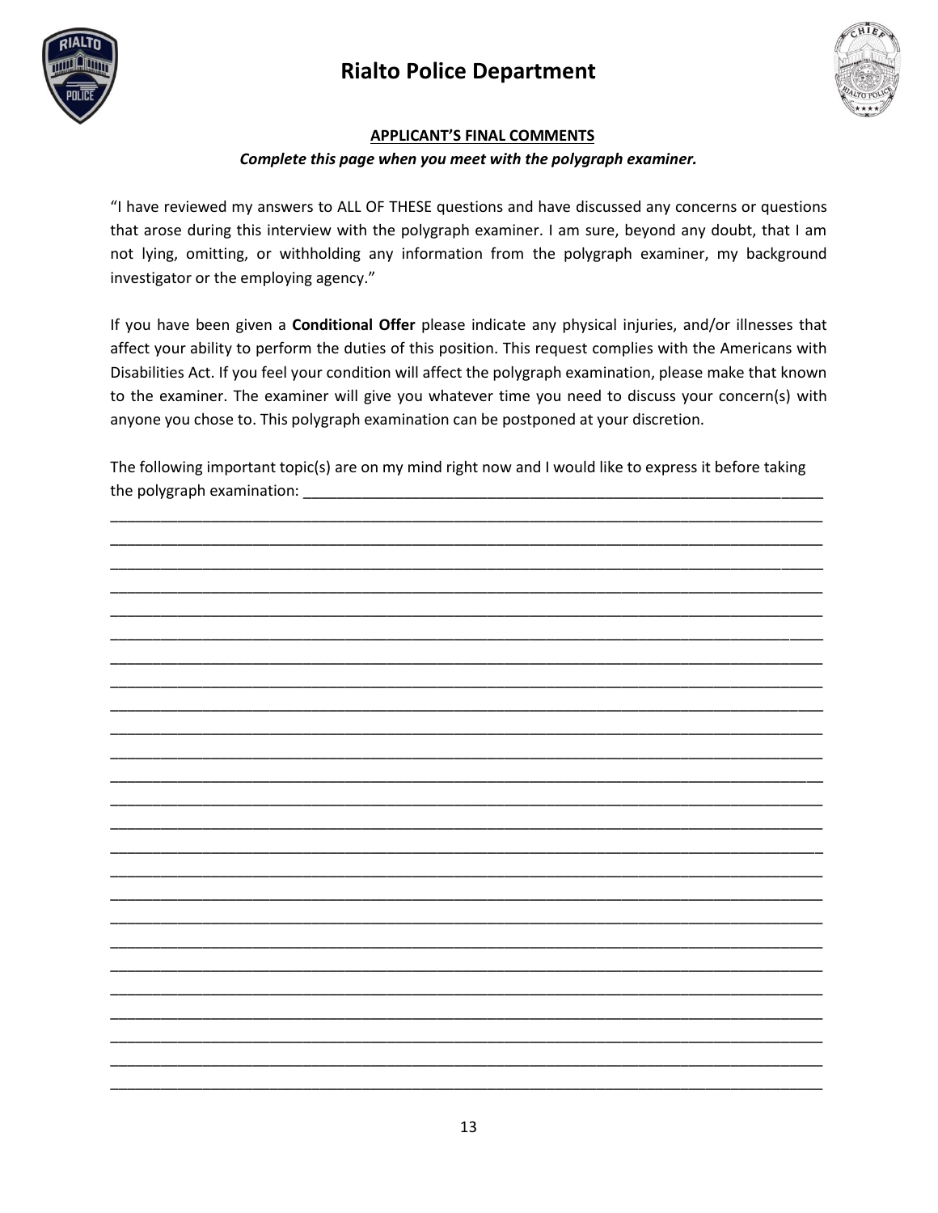# Rialto Police Department

## APPLICANT'S FINAL COMMENTS

***Complete this page when you meet with the polygraph examiner.***

"I have reviewed my answers to ALL OF THESE questions and have discussed any concerns or questions that arose during this interview with the polygraph examiner. I am sure, beyond any doubt, that I am not lying, omitting, or withholding any information from the polygraph examiner, my background investigator or the employing agency."

If you have been given a **Conditional Offer** please indicate any physical injuries, and/or illnesses that affect your ability to perform the duties of this position. This request complies with the Americans with Disabilities Act. If you feel your condition will affect the polygraph examination, please make that known to the examiner. The examiner will give you whatever time you need to discuss your concern(s) with anyone you chose to. This polygraph examination can be postponed at your discretion.

The following important topic(s) are on my mind right now and I would like to express it before taking the polygraph examination: ________________________________________________________________

____________________________________________________________________________________________

____________________________________________________________________________________________

____________________________________________________________________________________________

____________________________________________________________________________________________

____________________________________________________________________________________________

____________________________________________________________________________________________

____________________________________________________________________________________________

____________________________________________________________________________________________

____________________________________________________________________________________________

____________________________________________________________________________________________

____________________________________________________________________________________________

____________________________________________________________________________________________

____________________________________________________________________________________________

____________________________________________________________________________________________

____________________________________________________________________________________________

____________________________________________________________________________________________

____________________________________________________________________________________________

____________________________________________________________________________________________

____________________________________________________________________________________________

____________________________________________________________________________________________

____________________________________________________________________________________________

____________________________________________________________________________________________

____________________________________________________________________________________________

____________________________________________________________________________________________